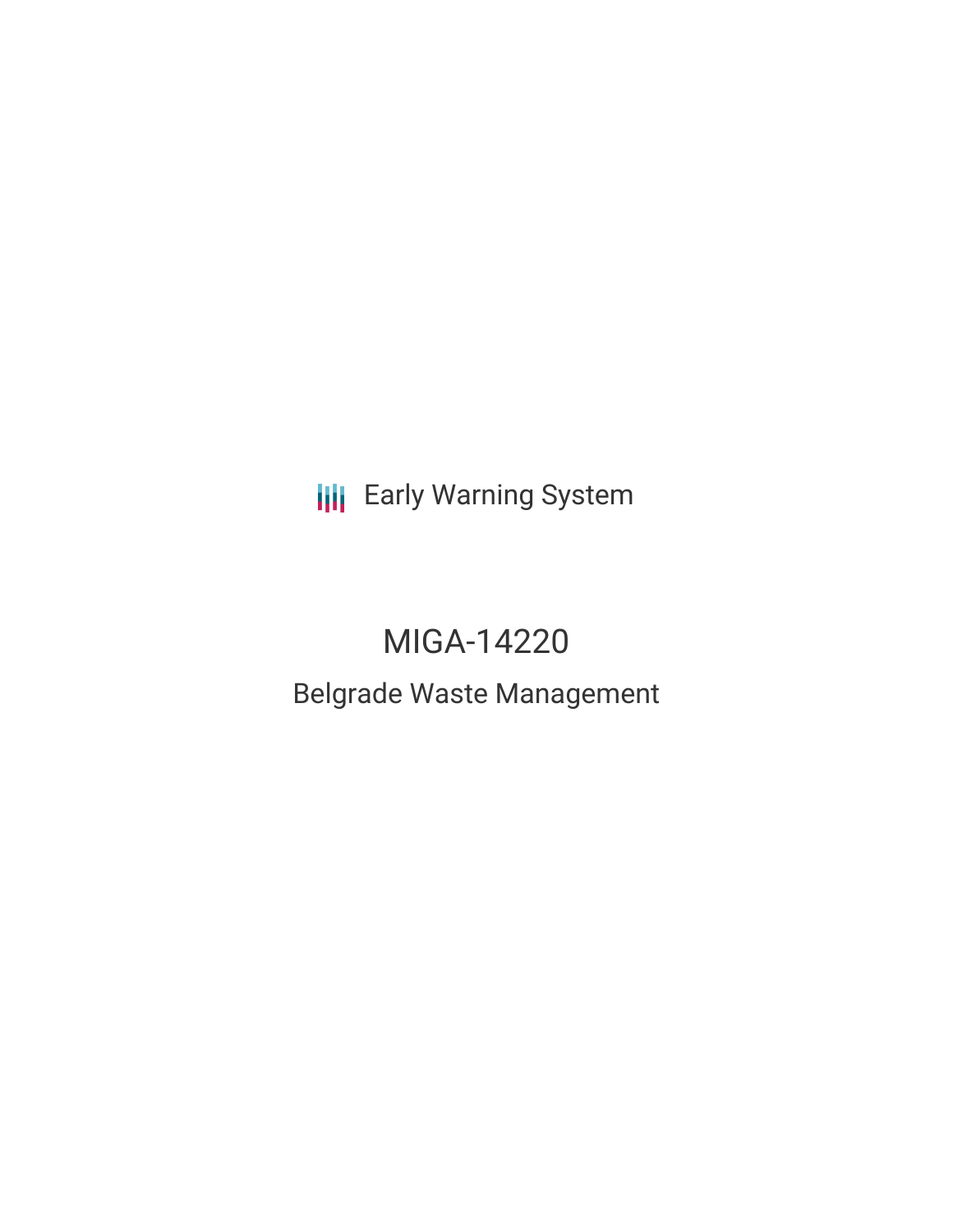Early Warning System

# MIGA-14220

## Belgrade Waste Management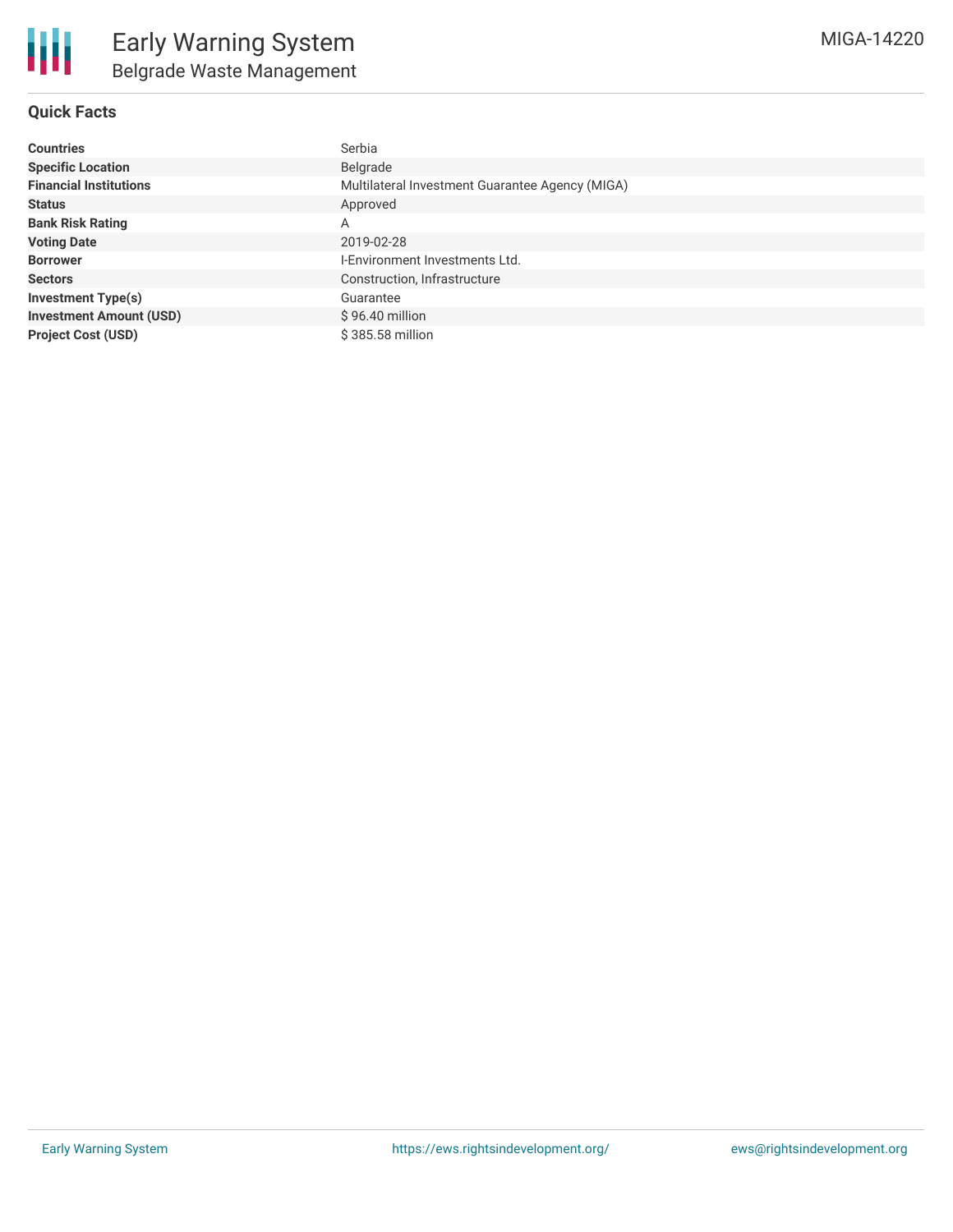# Early Warning System

## Belgrade Waste Management

MIGA-14220

### Quick Facts

| | |
|---|---|
| **Countries** | Serbia |
| **Specific Location** | Belgrade |
| **Financial Institutions** | Multilateral Investment Guarantee Agency (MIGA) |
| **Status** | Approved |
| **Bank Risk Rating** | A |
| **Voting Date** | 2019-02-28 |
| **Borrower** | I-Environment Investments Ltd. |
| **Sectors** | Construction, Infrastructure |
| **Investment Type(s)** | Guarantee |
| **Investment Amount (USD)** | $ 96.40 million |
| **Project Cost (USD)** | $ 385.58 million |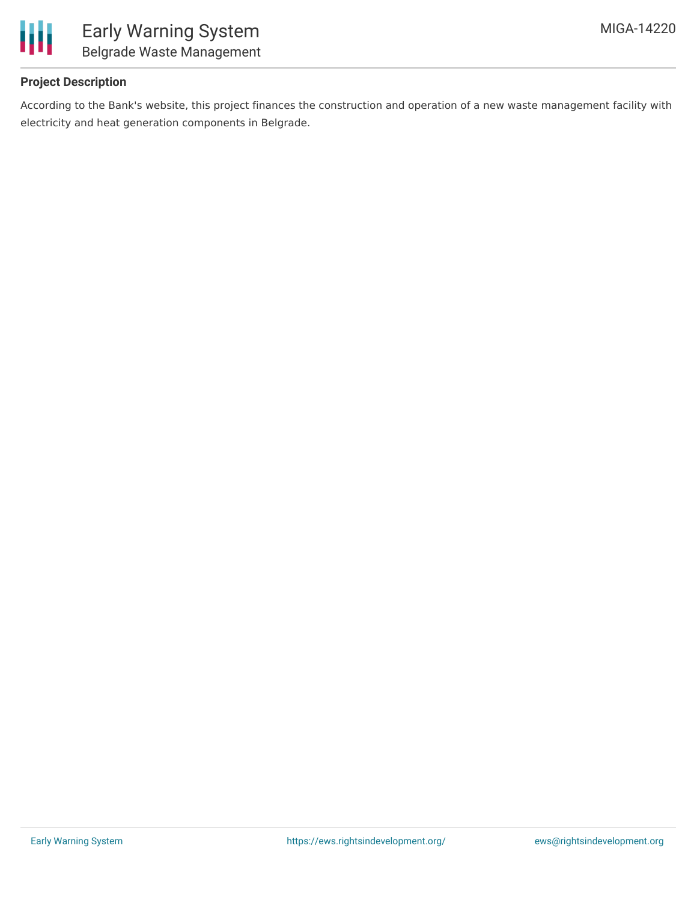## Project Description

According to the Bank's website, this project finances the construction and operation of a new waste management facility with electricity and heat generation components in Belgrade.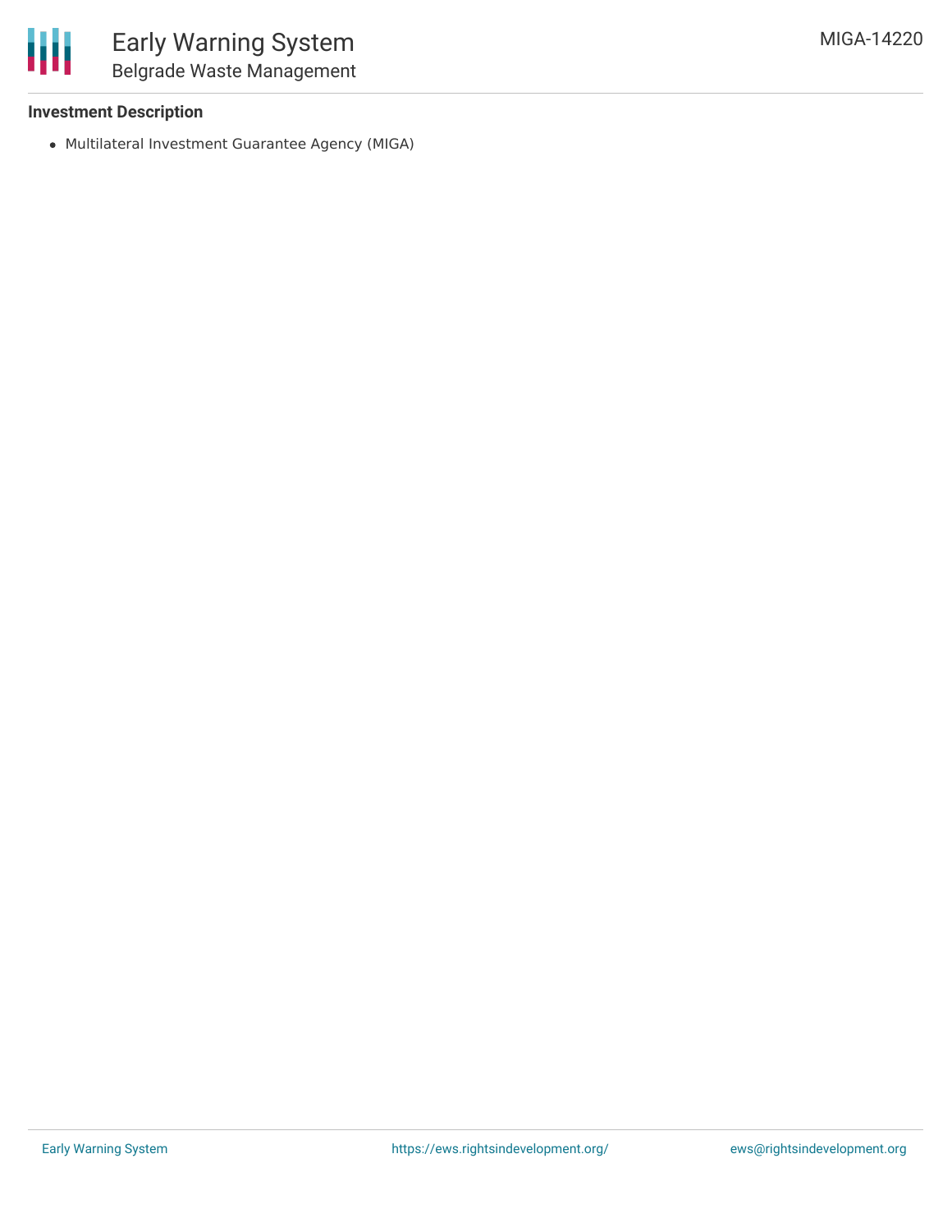**Investment Description**

- Multilateral Investment Guarantee Agency (MIGA)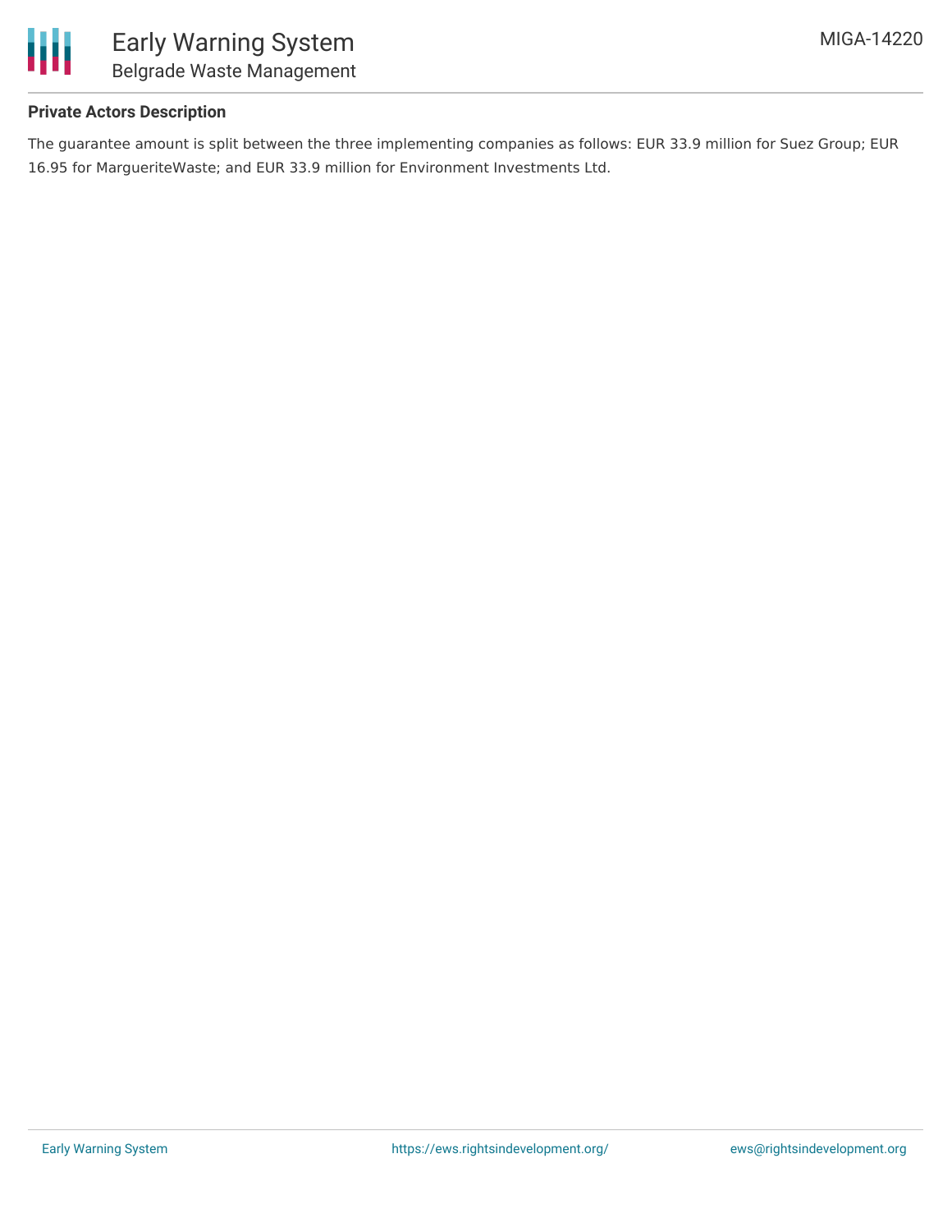**Private Actors Description**

The guarantee amount is split between the three implementing companies as follows: EUR 33.9 million for Suez Group; EUR 16.95 for MargueriteWaste; and EUR 33.9 million for Environment Investments Ltd.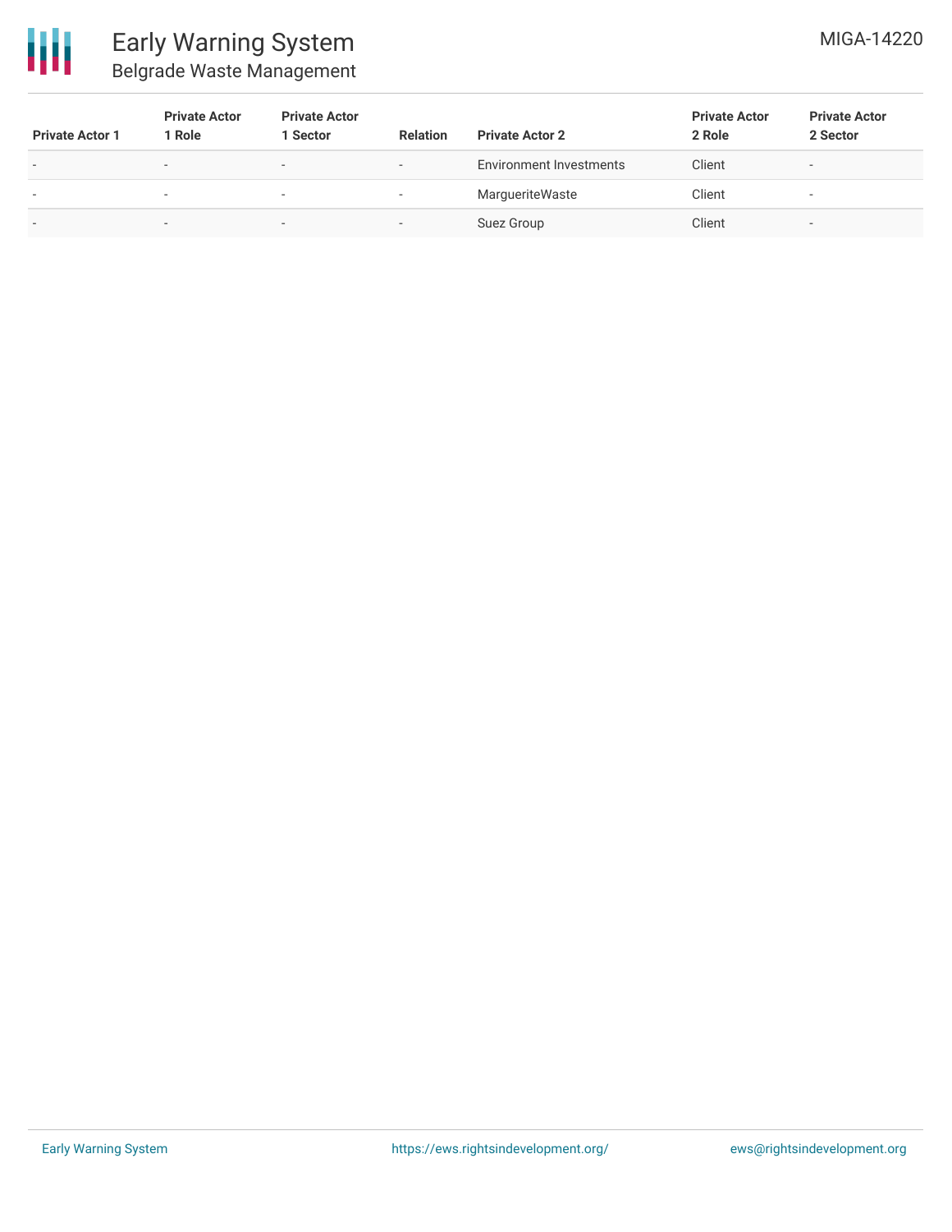| Private Actor 1 | Private Actor 1 Role | Private Actor 1 Sector | Relation | Private Actor 2 | Private Actor 2 Role | Private Actor 2 Sector |
|---|---|---|---|---|---|---|
| - | - | - | - | Environment Investments | Client | - |
| - | - | - | - | MargueriteWaste | Client | - |
| - | - | - | - | Suez Group | Client | - |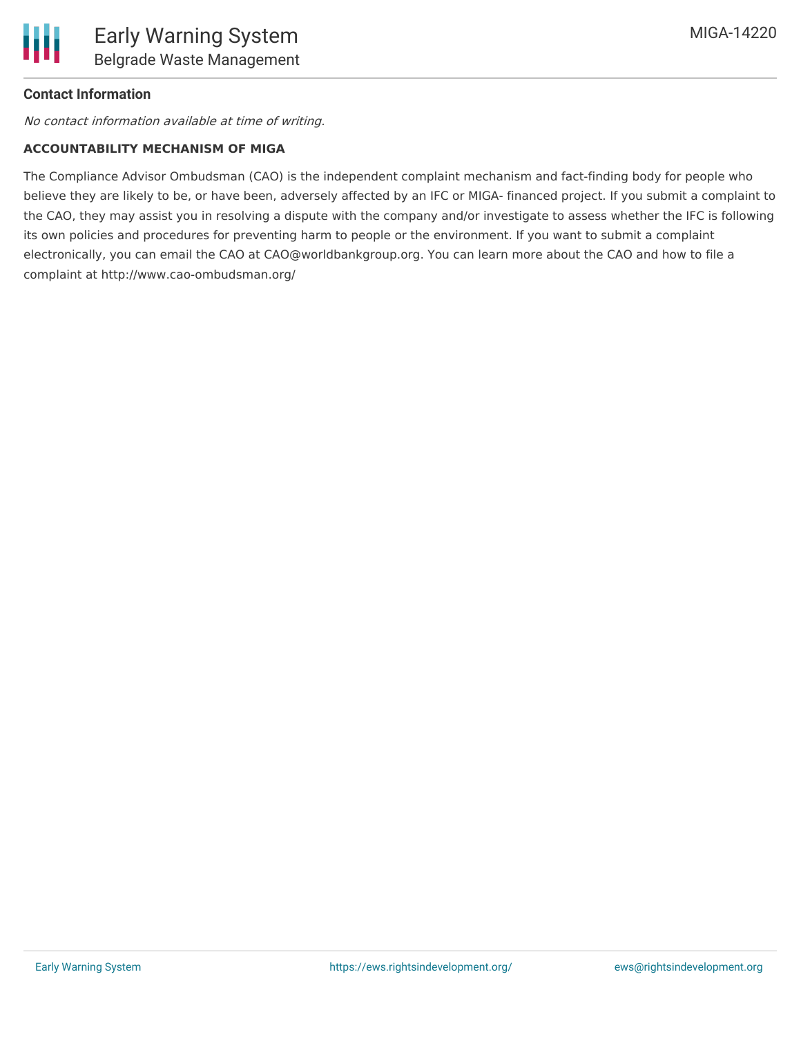### Contact Information

*No contact information available at time of writing.*

**ACCOUNTABILITY MECHANISM OF MIGA**

The Compliance Advisor Ombudsman (CAO) is the independent complaint mechanism and fact-finding body for people who believe they are likely to be, or have been, adversely affected by an IFC or MIGA- financed project. If you submit a complaint to the CAO, they may assist you in resolving a dispute with the company and/or investigate to assess whether the IFC is following its own policies and procedures for preventing harm to people or the environment. If you want to submit a complaint electronically, you can email the CAO at CAO@worldbankgroup.org. You can learn more about the CAO and how to file a complaint at http://www.cao-ombudsman.org/